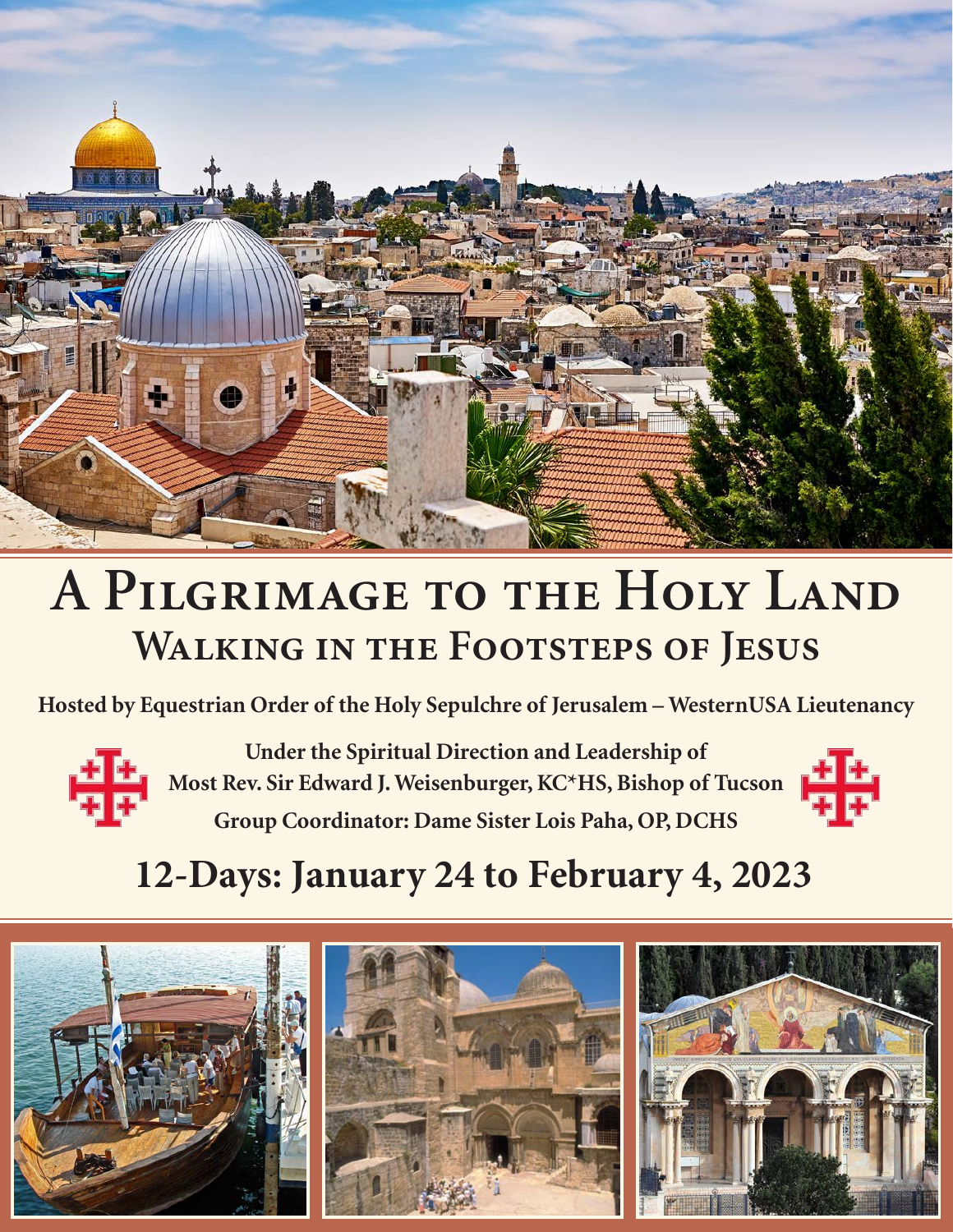# A Pilgrimage to the Holy Land

## Walking in the Footsteps of Jesus

**Hosted by Equestrian Order of the Holy Sepulchre of Jerusalem – WesternUSA Lieutenancy**

**Under the Spiritual Direction and Leadership of**
**Most Rev. Sir Edward J. Weisenburger, KC*HS, Bishop of Tucson**
**Group Coordinator: Dame Sister Lois Paha, OP, DCHS**

## 12-Days: January 24 to February 4, 2023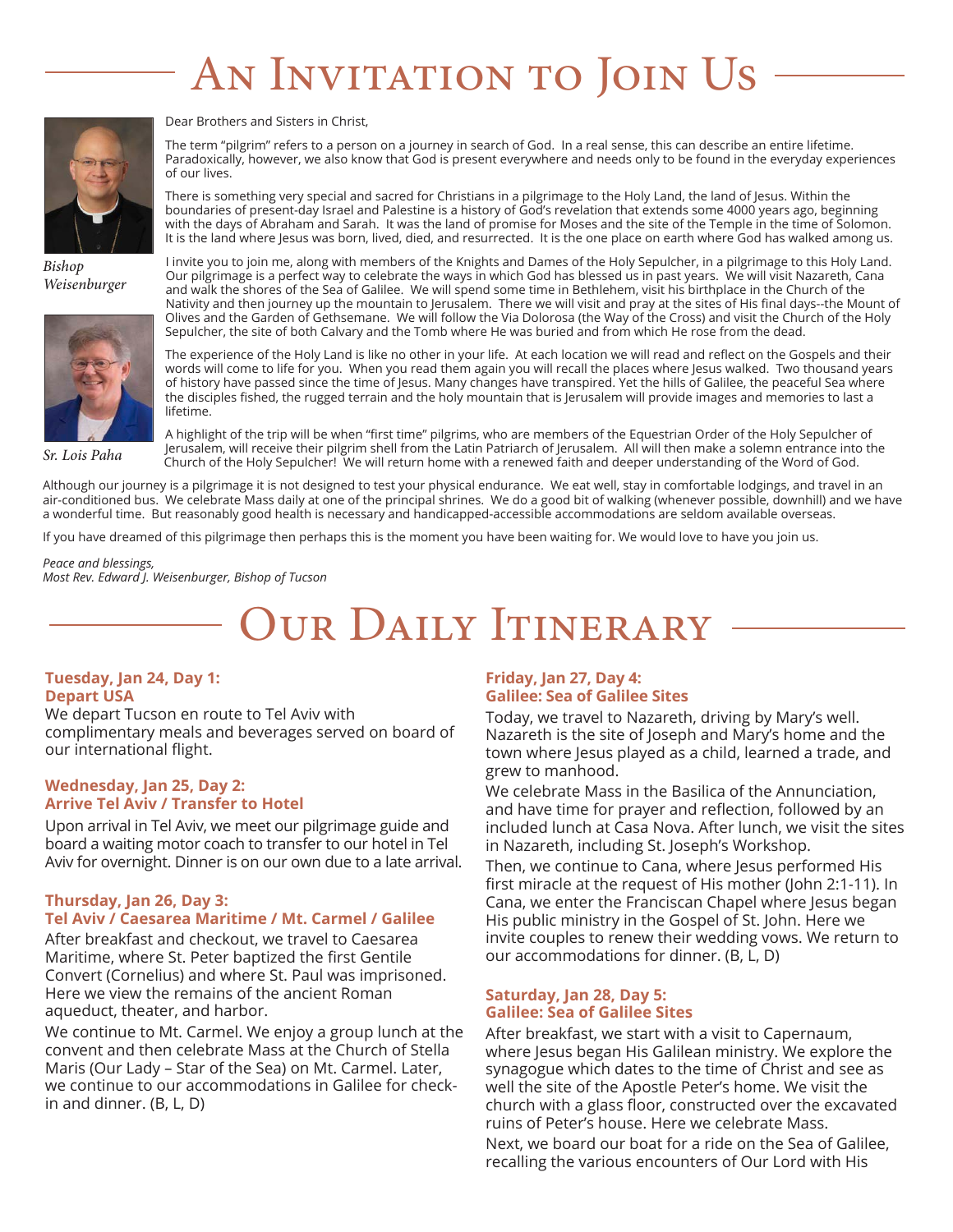# An Invitation to Join Us

Bishop Weisenburger

Sr. Lois Paha

Dear Brothers and Sisters in Christ,

The term "pilgrim" refers to a person on a journey in search of God. In a real sense, this can describe an entire lifetime. Paradoxically, however, we also know that God is present everywhere and needs only to be found in the everyday experiences of our lives.

There is something very special and sacred for Christians in a pilgrimage to the Holy Land, the land of Jesus. Within the boundaries of present-day Israel and Palestine is a history of God's revelation that extends some 4000 years ago, beginning with the days of Abraham and Sarah. It was the land of promise for Moses and the site of the Temple in the time of Solomon. It is the land where Jesus was born, lived, died, and resurrected. It is the one place on earth where God has walked among us.

I invite you to join me, along with members of the Knights and Dames of the Holy Sepulcher, in a pilgrimage to this Holy Land. Our pilgrimage is a perfect way to celebrate the ways in which God has blessed us in past years. We will visit Nazareth, Cana and walk the shores of the Sea of Galilee. We will spend some time in Bethlehem, visit his birthplace in the Church of the Nativity and then journey up the mountain to Jerusalem. There we will visit and pray at the sites of His final days--the Mount of Olives and the Garden of Gethsemane. We will follow the Via Dolorosa (the Way of the Cross) and visit the Church of the Holy Sepulcher, the site of both Calvary and the Tomb where He was buried and from which He rose from the dead.

The experience of the Holy Land is like no other in your life. At each location we will read and reflect on the Gospels and their words will come to life for you. When you read them again you will recall the places where Jesus walked. Two thousand years of history have passed since the time of Jesus. Many changes have transpired. Yet the hills of Galilee, the peaceful Sea where the disciples fished, the rugged terrain and the holy mountain that is Jerusalem will provide images and memories to last a lifetime.

A highlight of the trip will be when "first time" pilgrims, who are members of the Equestrian Order of the Holy Sepulcher of Jerusalem, will receive their pilgrim shell from the Latin Patriarch of Jerusalem. All will then make a solemn entrance into the Church of the Holy Sepulcher! We will return home with a renewed faith and deeper understanding of the Word of God.

Although our journey is a pilgrimage it is not designed to test your physical endurance. We eat well, stay in comfortable lodgings, and travel in an air-conditioned bus. We celebrate Mass daily at one of the principal shrines. We do a good bit of walking (whenever possible, downhill) and we have a wonderful time. But reasonably good health is necessary and handicapped-accessible accommodations are seldom available overseas.

If you have dreamed of this pilgrimage then perhaps this is the moment you have been waiting for. We would love to have you join us.

*Peace and blessings,*
*Most Rev. Edward J. Weisenburger, Bishop of Tucson*

# Our Daily Itinerary

**Tuesday, Jan 24, Day 1:**
**Depart USA**

We depart Tucson en route to Tel Aviv with complimentary meals and beverages served on board of our international flight.

**Wednesday, Jan 25, Day 2:**
**Arrive Tel Aviv / Transfer to Hotel**

Upon arrival in Tel Aviv, we meet our pilgrimage guide and board a waiting motor coach to transfer to our hotel in Tel Aviv for overnight. Dinner is on our own due to a late arrival.

**Thursday, Jan 26, Day 3:**
**Tel Aviv / Caesarea Maritime / Mt. Carmel / Galilee**

After breakfast and checkout, we travel to Caesarea Maritime, where St. Peter baptized the first Gentile Convert (Cornelius) and where St. Paul was imprisoned. Here we view the remains of the ancient Roman aqueduct, theater, and harbor.

We continue to Mt. Carmel. We enjoy a group lunch at the convent and then celebrate Mass at the Church of Stella Maris (Our Lady – Star of the Sea) on Mt. Carmel. Later, we continue to our accommodations in Galilee for check-in and dinner. (B, L, D)

**Friday, Jan 27, Day 4:**
**Galilee: Sea of Galilee Sites**

Today, we travel to Nazareth, driving by Mary's well. Nazareth is the site of Joseph and Mary's home and the town where Jesus played as a child, learned a trade, and grew to manhood.

We celebrate Mass in the Basilica of the Annunciation, and have time for prayer and reflection, followed by an included lunch at Casa Nova. After lunch, we visit the sites in Nazareth, including St. Joseph's Workshop.

Then, we continue to Cana, where Jesus performed His first miracle at the request of His mother (John 2:1-11). In Cana, we enter the Franciscan Chapel where Jesus began His public ministry in the Gospel of St. John. Here we invite couples to renew their wedding vows. We return to our accommodations for dinner. (B, L, D)

**Saturday, Jan 28, Day 5:**
**Galilee: Sea of Galilee Sites**

After breakfast, we start with a visit to Capernaum, where Jesus began His Galilean ministry. We explore the synagogue which dates to the time of Christ and see as well the site of the Apostle Peter's home. We visit the church with a glass floor, constructed over the excavated ruins of Peter's house. Here we celebrate Mass.

Next, we board our boat for a ride on the Sea of Galilee, recalling the various encounters of Our Lord with His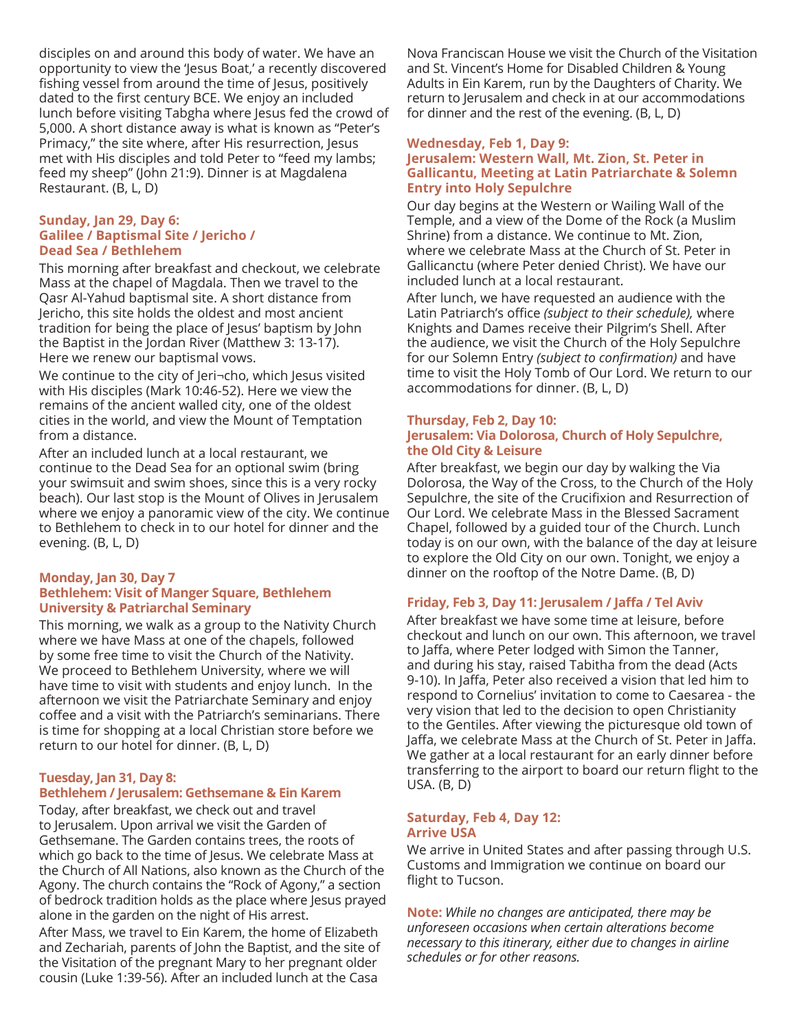disciples on and around this body of water. We have an opportunity to view the 'Jesus Boat,' a recently discovered fishing vessel from around the time of Jesus, positively dated to the first century BCE. We enjoy an included lunch before visiting Tabgha where Jesus fed the crowd of 5,000. A short distance away is what is known as "Peter's Primacy," the site where, after His resurrection, Jesus met with His disciples and told Peter to "feed my lambs; feed my sheep" (John 21:9). Dinner is at Magdalena Restaurant. (B, L, D)

### Sunday, Jan 29, Day 6: Galilee / Baptismal Site / Jericho / Dead Sea / Bethlehem

This morning after breakfast and checkout, we celebrate Mass at the chapel of Magdala. Then we travel to the Qasr Al-Yahud baptismal site. A short distance from Jericho, this site holds the oldest and most ancient tradition for being the place of Jesus' baptism by John the Baptist in the Jordan River (Matthew 3: 13-17). Here we renew our baptismal vows.

We continue to the city of Jeri¬cho, which Jesus visited with His disciples (Mark 10:46-52). Here we view the remains of the ancient walled city, one of the oldest cities in the world, and view the Mount of Temptation from a distance.

After an included lunch at a local restaurant, we continue to the Dead Sea for an optional swim (bring your swimsuit and swim shoes, since this is a very rocky beach). Our last stop is the Mount of Olives in Jerusalem where we enjoy a panoramic view of the city. We continue to Bethlehem to check in to our hotel for dinner and the evening. (B, L, D)

### Monday, Jan 30, Day 7 Bethlehem: Visit of Manger Square, Bethlehem University & Patriarchal Seminary

This morning, we walk as a group to the Nativity Church where we have Mass at one of the chapels, followed by some free time to visit the Church of the Nativity. We proceed to Bethlehem University, where we will have time to visit with students and enjoy lunch. In the afternoon we visit the Patriarchate Seminary and enjoy coffee and a visit with the Patriarch's seminarians. There is time for shopping at a local Christian store before we return to our hotel for dinner. (B, L, D)

### Tuesday, Jan 31, Day 8: Bethlehem / Jerusalem: Gethsemane & Ein Karem

Today, after breakfast, we check out and travel to Jerusalem. Upon arrival we visit the Garden of Gethsemane. The Garden contains trees, the roots of which go back to the time of Jesus. We celebrate Mass at the Church of All Nations, also known as the Church of the Agony. The church contains the "Rock of Agony," a section of bedrock tradition holds as the place where Jesus prayed alone in the garden on the night of His arrest.

After Mass, we travel to Ein Karem, the home of Elizabeth and Zechariah, parents of John the Baptist, and the site of the Visitation of the pregnant Mary to her pregnant older cousin (Luke 1:39-56). After an included lunch at the Casa Nova Franciscan House we visit the Church of the Visitation and St. Vincent's Home for Disabled Children & Young Adults in Ein Karem, run by the Daughters of Charity. We return to Jerusalem and check in at our accommodations for dinner and the rest of the evening. (B, L, D)

### Wednesday, Feb 1, Day 9: Jerusalem: Western Wall, Mt. Zion, St. Peter in Gallicantu, Meeting at Latin Patriarchate & Solemn Entry into Holy Sepulchre

Our day begins at the Western or Wailing Wall of the Temple, and a view of the Dome of the Rock (a Muslim Shrine) from a distance. We continue to Mt. Zion, where we celebrate Mass at the Church of St. Peter in Gallicanctu (where Peter denied Christ). We have our included lunch at a local restaurant.

After lunch, we have requested an audience with the Latin Patriarch's office *(subject to their schedule),* where Knights and Dames receive their Pilgrim's Shell. After the audience, we visit the Church of the Holy Sepulchre for our Solemn Entry *(subject to confirmation)* and have time to visit the Holy Tomb of Our Lord. We return to our accommodations for dinner. (B, L, D)

### Thursday, Feb 2, Day 10: Jerusalem: Via Dolorosa, Church of Holy Sepulchre, the Old City & Leisure

After breakfast, we begin our day by walking the Via Dolorosa, the Way of the Cross, to the Church of the Holy Sepulchre, the site of the Crucifixion and Resurrection of Our Lord. We celebrate Mass in the Blessed Sacrament Chapel, followed by a guided tour of the Church. Lunch today is on our own, with the balance of the day at leisure to explore the Old City on our own. Tonight, we enjoy a dinner on the rooftop of the Notre Dame. (B, D)

### Friday, Feb 3, Day 11: Jerusalem / Jaffa / Tel Aviv

After breakfast we have some time at leisure, before checkout and lunch on our own. This afternoon, we travel to Jaffa, where Peter lodged with Simon the Tanner, and during his stay, raised Tabitha from the dead (Acts 9-10). In Jaffa, Peter also received a vision that led him to respond to Cornelius' invitation to come to Caesarea - the very vision that led to the decision to open Christianity to the Gentiles. After viewing the picturesque old town of Jaffa, we celebrate Mass at the Church of St. Peter in Jaffa. We gather at a local restaurant for an early dinner before transferring to the airport to board our return flight to the USA. (B, D)

### Saturday, Feb 4, Day 12: Arrive USA

We arrive in United States and after passing through U.S. Customs and Immigration we continue on board our flight to Tucson.

**Note:** *While no changes are anticipated, there may be unforeseen occasions when certain alterations become necessary to this itinerary, either due to changes in airline schedules or for other reasons.*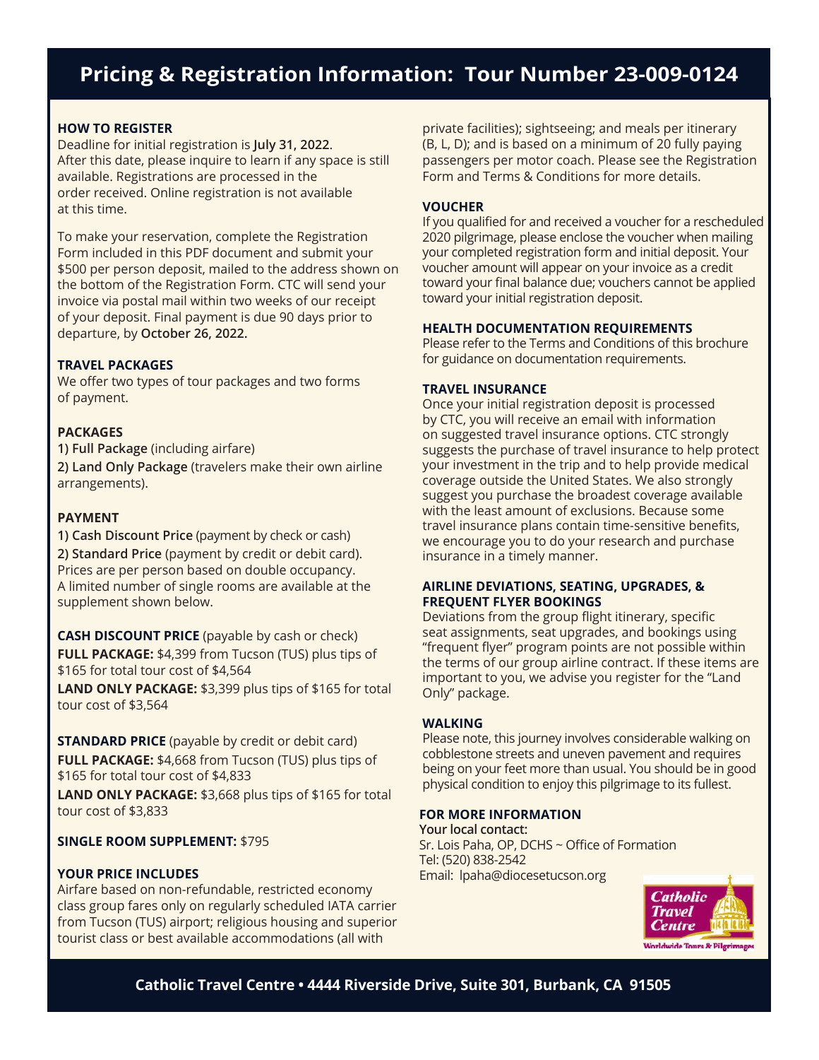# Pricing & Registration Information: Tour Number 23-009-0124

**HOW TO REGISTER**

Deadline for initial registration is **July 31, 2022**. After this date, please inquire to learn if any space is still available. Registrations are processed in the order received. Online registration is not available at this time.

To make your reservation, complete the Registration Form included in this PDF document and submit your $500 per person deposit, mailed to the address shown on the bottom of the Registration Form. CTC will send your invoice via postal mail within two weeks of our receipt of your deposit. Final payment is due 90 days prior to departure, by **October 26, 2022.**

**TRAVEL PACKAGES**

We offer two types of tour packages and two forms of payment.

**PACKAGES**

**1) Full Package** (including airfare)

**2) Land Only Package** (travelers make their own airline arrangements).

**PAYMENT**

**1) Cash Discount Price** (payment by check or cash)

**2) Standard Price** (payment by credit or debit card). Prices are per person based on double occupancy. A limited number of single rooms are available at the supplement shown below.

**CASH DISCOUNT PRICE** (payable by cash or check)

**FULL PACKAGE:** $4,399 from Tucson (TUS) plus tips of $165 for total tour cost of $4,564

**LAND ONLY PACKAGE:** $3,399 plus tips of $165 for total tour cost of $3,564

**STANDARD PRICE** (payable by credit or debit card)

**FULL PACKAGE:** $4,668 from Tucson (TUS) plus tips of $165 for total tour cost of $4,833

**LAND ONLY PACKAGE:** $3,668 plus tips of $165 for total tour cost of $3,833

**SINGLE ROOM SUPPLEMENT:** $795

**YOUR PRICE INCLUDES**

Airfare based on non-refundable, restricted economy class group fares only on regularly scheduled IATA carrier from Tucson (TUS) airport; religious housing and superior tourist class or best available accommodations (all with private facilities); sightseeing; and meals per itinerary (B, L, D); and is based on a minimum of 20 fully paying passengers per motor coach. Please see the Registration Form and Terms & Conditions for more details.

**VOUCHER**

If you qualified for and received a voucher for a rescheduled 2020 pilgrimage, please enclose the voucher when mailing your completed registration form and initial deposit. Your voucher amount will appear on your invoice as a credit toward your final balance due; vouchers cannot be applied toward your initial registration deposit.

**HEALTH DOCUMENTATION REQUIREMENTS**

Please refer to the Terms and Conditions of this brochure for guidance on documentation requirements.

**TRAVEL INSURANCE**

Once your initial registration deposit is processed by CTC, you will receive an email with information on suggested travel insurance options. CTC strongly suggests the purchase of travel insurance to help protect your investment in the trip and to help provide medical coverage outside the United States. We also strongly suggest you purchase the broadest coverage available with the least amount of exclusions. Because some travel insurance plans contain time-sensitive benefits, we encourage you to do your research and purchase insurance in a timely manner.

**AIRLINE DEVIATIONS, SEATING, UPGRADES, & FREQUENT FLYER BOOKINGS**

Deviations from the group flight itinerary, specific seat assignments, seat upgrades, and bookings using "frequent flyer" program points are not possible within the terms of our group airline contract. If these items are important to you, we advise you register for the "Land Only" package.

**WALKING**

Please note, this journey involves considerable walking on cobblestone streets and uneven pavement and requires being on your feet more than usual. You should be in good physical condition to enjoy this pilgrimage to its fullest.

**FOR MORE INFORMATION**

**Your local contact:**

Sr. Lois Paha, OP, DCHS ~ Office of Formation

Tel: (520) 838-2542

Email: lpaha@diocesetucson.org

Catholic Travel Centre
Worldwide Tours & Pilgrimages

**Catholic Travel Centre • 4444 Riverside Drive, Suite 301, Burbank, CA 91505**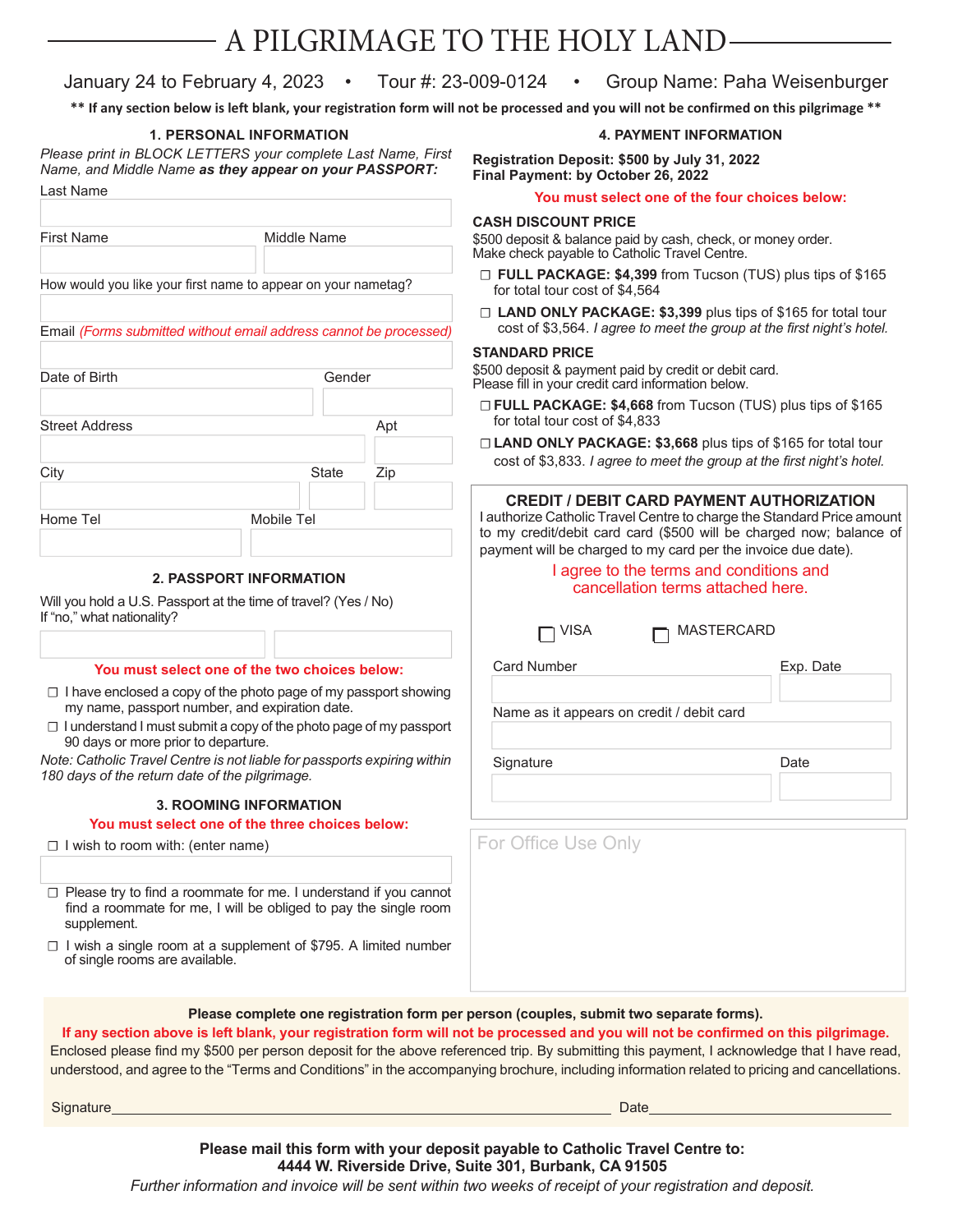# A PILGRIMAGE TO THE HOLY LAND

January 24 to February 4, 2023 • Tour #: 23-009-0124 • Group Name: Paha Weisenburger

**\*\* If any section below is left blank, your registration form will not be processed and you will not be confirmed on this pilgrimage \*\***

## 1. PERSONAL INFORMATION

*Please print in BLOCK LETTERS your complete Last Name, First Name, and Middle Name* ***as they appear on your PASSPORT:***

Last Name

First Name | Middle Name

How would you like your first name to appear on your nametag?

Email *(Forms submitted without email address cannot be processed)*

Date of Birth | Gender

Street Address | Apt

City | State | Zip

Home Tel | Mobile Tel

## 2. PASSPORT INFORMATION

Will you hold a U.S. Passport at the time of travel? (Yes / No)
If "no," what nationality?

**You must select one of the two choices below:**

- ☐ I have enclosed a copy of the photo page of my passport showing my name, passport number, and expiration date.
- ☐ I understand I must submit a copy of the photo page of my passport 90 days or more prior to departure.

*Note: Catholic Travel Centre is not liable for passports expiring within 180 days of the return date of the pilgrimage.*

## 3. ROOMING INFORMATION

**You must select one of the three choices below:**

- ☐ I wish to room with: (enter name)
- ☐ Please try to find a roommate for me. I understand if you cannot find a roommate for me, I will be obliged to pay the single room supplement.
- ☐ I wish a single room at a supplement of $795. A limited number of single rooms are available.

## 4. PAYMENT INFORMATION

**Registration Deposit: $500 by July 31, 2022**
**Final Payment: by October 26, 2022**

**You must select one of the four choices below:**

**CASH DISCOUNT PRICE**

$500 deposit & balance paid by cash, check, or money order.
Make check payable to Catholic Travel Centre.

- ☐ **FULL PACKAGE: $4,399** from Tucson (TUS) plus tips of $165 for total tour cost of $4,564
- ☐ **LAND ONLY PACKAGE: $3,399** plus tips of $165 for total tour cost of $3,564. *I agree to meet the group at the first night's hotel.*

**STANDARD PRICE**

$500 deposit & payment paid by credit or debit card.
Please fill in your credit card information below.

- ☐ **FULL PACKAGE: $4,668** from Tucson (TUS) plus tips of $165 for total tour cost of $4,833
- ☐ **LAND ONLY PACKAGE: $3,668** plus tips of $165 for total tour cost of $3,833. *I agree to meet the group at the first night's hotel.*

### CREDIT / DEBIT CARD PAYMENT AUTHORIZATION

I authorize Catholic Travel Centre to charge the Standard Price amount to my credit/debit card card ($500 will be charged now; balance of payment will be charged to my card per the invoice due date).

I agree to the terms and conditions and cancellation terms attached here.

☐ VISA ☐ MASTERCARD

Card Number | Exp. Date

Name as it appears on credit / debit card

Signature | Date

For Office Use Only

---

**Please complete one registration form per person (couples, submit two separate forms).**

**If any section above is left blank, your registration form will not be processed and you will not be confirmed on this pilgrimage.**

Enclosed please find my $500 per person deposit for the above referenced trip. By submitting this payment, I acknowledge that I have read, understood, and agree to the "Terms and Conditions" in the accompanying brochure, including information related to pricing and cancellations.

Signature\_\_\_\_\_\_\_\_\_\_\_\_\_\_\_\_\_\_\_\_\_\_\_\_\_\_\_\_\_\_\_\_\_\_\_\_\_\_\_\_ Date\_\_\_\_\_\_\_\_\_\_\_\_\_\_\_\_\_\_\_\_

**Please mail this form with your deposit payable to Catholic Travel Centre to:**
**4444 W. Riverside Drive, Suite 301, Burbank, CA 91505**

*Further information and invoice will be sent within two weeks of receipt of your registration and deposit.*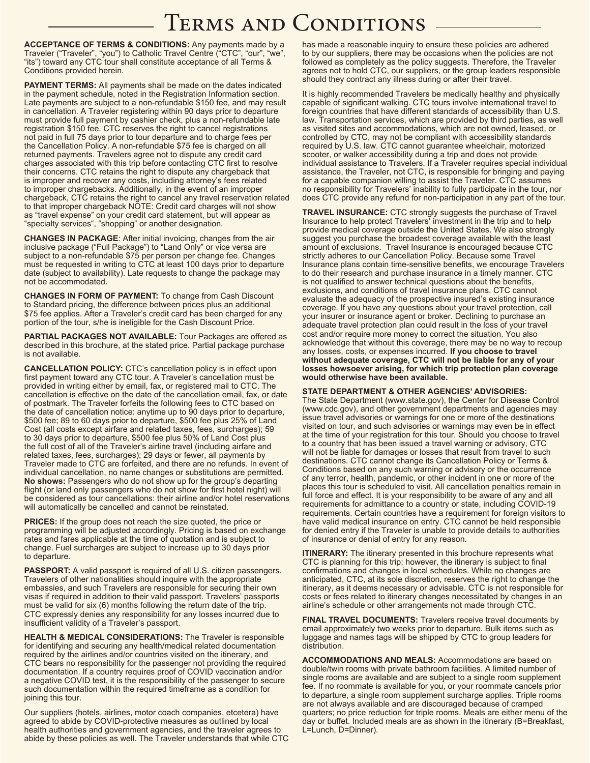# Terms and Conditions

**ACCEPTANCE OF TERMS & CONDITIONS:** Any payments made by a Traveler ("Traveler", "you") to Catholic Travel Centre ("CTC", "our", "we", "its") toward any CTC tour shall constitute acceptance of all Terms & Conditions provided herein.

**PAYMENT TERMS:** All payments shall be made on the dates indicated in the payment schedule, noted in the Registration Information section. Late payments are subject to a non-refundable $150 fee, and may result in cancellation. A Traveler registering within 90 days prior to departure must provide full payment by cashier check, plus a non-refundable late registration $150 fee. CTC reserves the right to cancel registrations not paid in full 75 days prior to tour departure and to charge fees per the Cancellation Policy. A non-refundable $75 fee is charged on all returned payments. Travelers agree not to dispute any credit card charges associated with this trip before contacting CTC first to resolve their concerns. CTC retains the right to dispute any chargeback that is improper and recover any costs, including attorney's fees related to improper chargebacks. Additionally, in the event of an improper chargeback, CTC retains the right to cancel any travel reservation related to that improper chargeback NOTE: Credit card charges will not show as "travel expense" on your credit card statement, but will appear as "specialty services", "shopping" or another designation.

**CHANGES IN PACKAGE**: After initial invoicing, changes from the air inclusive package ("Full Package") to "Land Only" or vice versa are subject to a non-refundable $75 per person per change fee. Changes must be requested in writing to CTC at least 100 days prior to departure date (subject to availability). Late requests to change the package may not be accommodated.

**CHANGES IN FORM OF PAYMENT:** To change from Cash Discount to Standard pricing, the difference between prices plus an additional $75 fee applies. After a Traveler's credit card has been charged for any portion of the tour, s/he is ineligible for the Cash Discount Price.

**PARTIAL PACKAGES NOT AVAILABLE:** Tour Packages are offered as described in this brochure, at the stated price. Partial package purchase is not available.

**CANCELLATION POLICY:** CTC's cancellation policy is in effect upon first payment toward any CTC tour. A Traveler's cancellation must be provided in writing either by email, fax, or registered mail to CTC. The cancellation is effective on the date of the cancellation email, fax, or date of postmark. The Traveler forfeits the following fees to CTC based on the date of cancellation notice: anytime up to 90 days prior to departure, $500 fee; 89 to 60 days prior to departure, $500 fee plus 25% of Land Cost (all costs except airfare and related taxes, fees, surcharges); 59 to 30 days prior to departure, $500 fee plus 50% of Land Cost plus the full cost of all of the Traveler's airline travel (including airfare and related taxes, fees, surcharges); 29 days or fewer, all payments by Traveler made to CTC are forfeited, and there are no refunds. In event of individual cancellation, no name changes or substitutions are permitted. **No shows:** Passengers who do not show up for the group's departing flight (or land only passengers who do not show for first hotel night) will be considered as tour cancellations: their airline and/or hotel reservations will automatically be cancelled and cannot be reinstated.

**PRICES:** If the group does not reach the size quoted, the price or programming will be adjusted accordingly. Pricing is based on exchange rates and fares applicable at the time of quotation and is subject to change. Fuel surcharges are subject to increase up to 30 days prior to departure.

**PASSPORT:** A valid passport is required of all U.S. citizen passengers. Travelers of other nationalities should inquire with the appropriate embassies, and such Travelers are responsible for securing their own visas if required in addition to their valid passport. Travelers' passports must be valid for six (6) months following the return date of the trip. CTC expressly denies any responsibility for any losses incurred due to insufficient validity of a Traveler's passport.

**HEALTH & MEDICAL CONSIDERATIONS:** The Traveler is responsible for identifying and securing any health/medical related documentation required by the airlines and/or countries visited on the itinerary, and CTC bears no responsibility for the passenger not providing the required documentation. If a country requires proof of COVID vaccination and/or a negative COVID test, it is the responsibility of the passenger to secure such documentation within the required timeframe as a condition for joining this tour.

Our suppliers (hotels, airlines, motor coach companies, etcetera) have agreed to abide by COVID-protective measures as outlined by local health authorities and government agencies, and the traveler agrees to abide by these policies as well. The Traveler understands that while CTC has made a reasonable inquiry to ensure these policies are adhered to by our suppliers, there may be occasions when the policies are not followed as completely as the policy suggests. Therefore, the Traveler agrees not to hold CTC, our suppliers, or the group leaders responsible should they contract any illness during or after their travel.

It is highly recommended Travelers be medically healthy and physically capable of significant walking. CTC tours involve international travel to foreign countries that have different standards of accessibility than U.S. law. Transportation services, which are provided by third parties, as well as visited sites and accommodations, which are not owned, leased, or controlled by CTC, may not be compliant with accessibility standards required by U.S. law. CTC cannot guarantee wheelchair, motorized scooter, or walker accessibility during a trip and does not provide individual assistance to Travelers. If a Traveler requires special individual assistance, the Traveler, not CTC, is responsible for bringing and paying for a capable companion willing to assist the Traveler. CTC assumes no responsibility for Travelers' inability to fully participate in the tour, nor does CTC provide any refund for non-participation in any part of the tour.

**TRAVEL INSURANCE:** CTC strongly suggests the purchase of Travel Insurance to help protect Travelers' investment in the trip and to help provide medical coverage outside the United States. We also strongly suggest you purchase the broadest coverage available with the least amount of exclusions. Travel Insurance is encouraged because CTC strictly adheres to our Cancellation Policy. Because some Travel Insurance plans contain time-sensitive benefits, we encourage Travelers to do their research and purchase insurance in a timely manner. CTC is not qualified to answer technical questions about the benefits, exclusions, and conditions of travel insurance plans. CTC cannot evaluate the adequacy of the prospective insured's existing insurance coverage. If you have any questions about your travel protection, call your insurer or insurance agent or broker. Declining to purchase an adequate travel protection plan could result in the loss of your travel cost and/or require more money to correct the situation. You also acknowledge that without this coverage, there may be no way to recoup any losses, costs, or expenses incurred. **If you choose to travel without adequate coverage, CTC will not be liable for any of your losses howsoever arising, for which trip protection plan coverage would otherwise have been available.**

**STATE DEPARTMENT & OTHER AGENCIES' ADVISORIES:** The State Department (www.state.gov), the Center for Disease Control (www.cdc.gov), and other government departments and agencies may issue travel advisories or warnings for one or more of the destinations visited on tour, and such advisories or warnings may even be in effect at the time of your registration for this tour. Should you choose to travel to a country that has been issued a travel warning or advisory, CTC will not be liable for damages or losses that result from travel to such destinations. CTC cannot change its Cancellation Policy or Terms & Conditions based on any such warning or advisory or the occurrence of any terror, health, pandemic, or other incident in one or more of the places this tour is scheduled to visit. All cancellation penalties remain in full force and effect. It is your responsibility to be aware of any and all requirements for admittance to a country or state, including COVID-19 requirements. Certain countries have a requirement for foreign visitors to have valid medical insurance on entry. CTC cannot be held responsible for denied entry if the Traveler is unable to provide details to authorities of insurance or denial of entry for any reason.

**ITINERARY:** The itinerary presented in this brochure represents what CTC is planning for this trip; however, the itinerary is subject to final confirmations and changes in local schedules. While no changes are anticipated, CTC, at its sole discretion, reserves the right to change the itinerary, as it deems necessary or advisable. CTC is not responsible for costs or fees related to itinerary changes necessitated by changes in an airline's schedule or other arrangements not made through CTC.

**FINAL TRAVEL DOCUMENTS:** Travelers receive travel documents by email approximately two weeks prior to departure. Bulk items such as luggage and names tags will be shipped by CTC to group leaders for distribution.

**ACCOMMODATIONS AND MEALS:** Accommodations are based on double/twin rooms with private bathroom facilities. A limited number of single rooms are available and are subject to a single room supplement fee. If no roommate is available for you, or your roommate cancels prior to departure, a single room supplement surcharge applies. Triple rooms are not always available and are discouraged because of cramped quarters; no price reduction for triple rooms. Meals are either menu of the day or buffet. Included meals are as shown in the itinerary (B=Breakfast, L=Lunch, D=Dinner).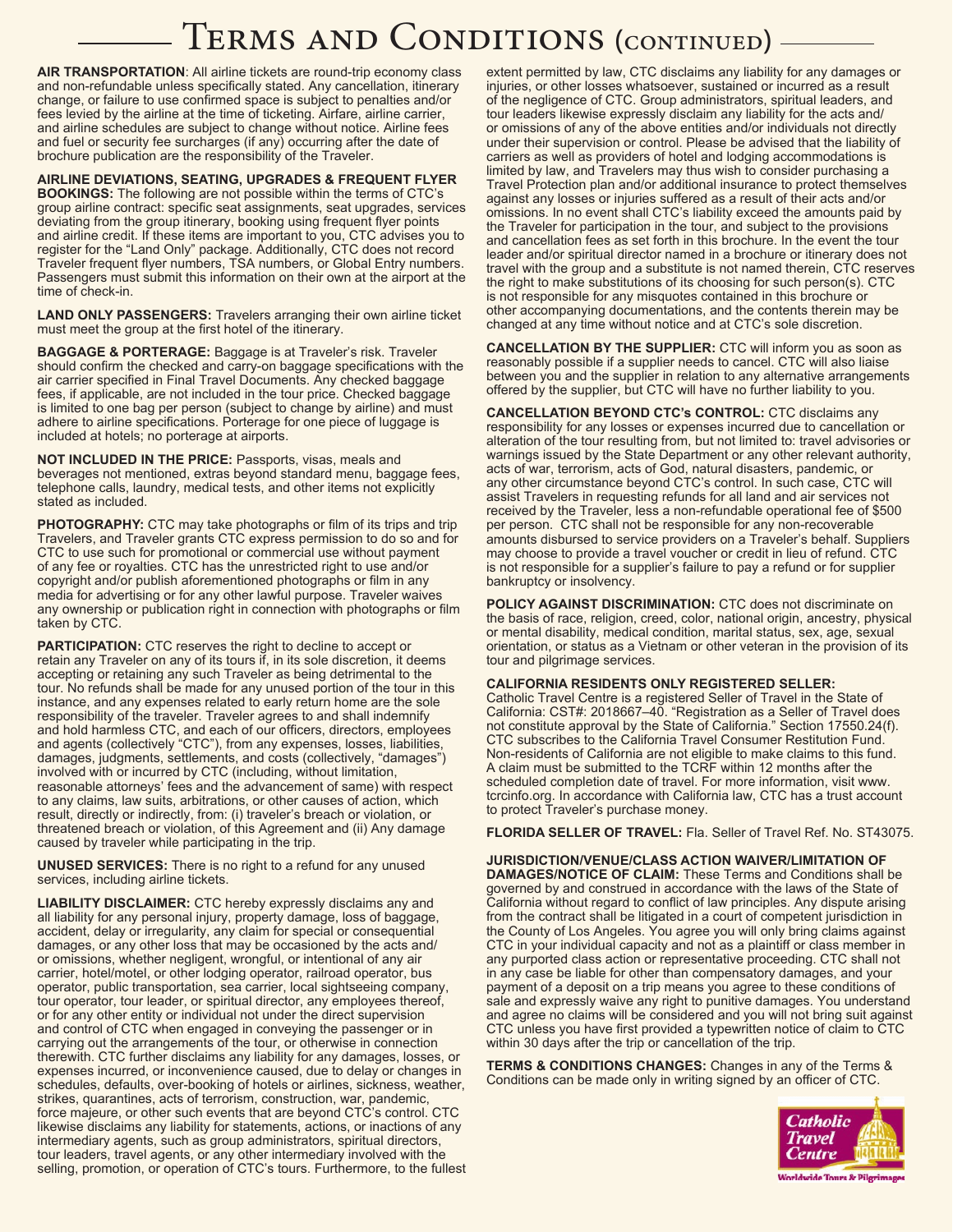# Terms and Conditions (continued)

**AIR TRANSPORTATION**: All airline tickets are round-trip economy class and non-refundable unless specifically stated. Any cancellation, itinerary change, or failure to use confirmed space is subject to penalties and/or fees levied by the airline at the time of ticketing. Airfare, airline carrier, and airline schedules are subject to change without notice. Airline fees and fuel or security fee surcharges (if any) occurring after the date of brochure publication are the responsibility of the Traveler.

**AIRLINE DEVIATIONS, SEATING, UPGRADES & FREQUENT FLYER BOOKINGS:** The following are not possible within the terms of CTC's group airline contract: specific seat assignments, seat upgrades, services deviating from the group itinerary, booking using frequent flyer points and airline credit. If these items are important to you, CTC advises you to register for the "Land Only" package. Additionally, CTC does not record Traveler frequent flyer numbers, TSA numbers, or Global Entry numbers. Passengers must submit this information on their own at the airport at the time of check-in.

**LAND ONLY PASSENGERS:** Travelers arranging their own airline ticket must meet the group at the first hotel of the itinerary.

**BAGGAGE & PORTERAGE:** Baggage is at Traveler's risk. Traveler should confirm the checked and carry-on baggage specifications with the air carrier specified in Final Travel Documents. Any checked baggage fees, if applicable, are not included in the tour price. Checked baggage is limited to one bag per person (subject to change by airline) and must adhere to airline specifications. Porterage for one piece of luggage is included at hotels; no porterage at airports.

**NOT INCLUDED IN THE PRICE:** Passports, visas, meals and beverages not mentioned, extras beyond standard menu, baggage fees, telephone calls, laundry, medical tests, and other items not explicitly stated as included.

**PHOTOGRAPHY:** CTC may take photographs or film of its trips and trip Travelers, and Traveler grants CTC express permission to do so and for CTC to use such for promotional or commercial use without payment of any fee or royalties. CTC has the unrestricted right to use and/or copyright and/or publish aforementioned photographs or film in any media for advertising or for any other lawful purpose. Traveler waives any ownership or publication right in connection with photographs or film taken by CTC.

**PARTICIPATION:** CTC reserves the right to decline to accept or retain any Traveler on any of its tours if, in its sole discretion, it deems accepting or retaining any such Traveler as being detrimental to the tour. No refunds shall be made for any unused portion of the tour in this instance, and any expenses related to early return home are the sole responsibility of the traveler. Traveler agrees to and shall indemnify and hold harmless CTC, and each of our officers, directors, employees and agents (collectively "CTC"), from any expenses, losses, liabilities, damages, judgments, settlements, and costs (collectively, "damages") involved with or incurred by CTC (including, without limitation, reasonable attorneys' fees and the advancement of same) with respect to any claims, law suits, arbitrations, or other causes of action, which result, directly or indirectly, from: (i) traveler's breach or violation, or threatened breach or violation, of this Agreement and (ii) Any damage caused by traveler while participating in the trip.

**UNUSED SERVICES:** There is no right to a refund for any unused services, including airline tickets.

**LIABILITY DISCLAIMER:** CTC hereby expressly disclaims any and all liability for any personal injury, property damage, loss of baggage, accident, delay or irregularity, any claim for special or consequential damages, or any other loss that may be occasioned by the acts and/or omissions, whether negligent, wrongful, or intentional of any air carrier, hotel/motel, or other lodging operator, railroad operator, bus operator, public transportation, sea carrier, local sightseeing company, tour operator, tour leader, or spiritual director, any employees thereof, or for any other entity or individual not under the direct supervision and control of CTC when engaged in conveying the passenger or in carrying out the arrangements of the tour, or otherwise in connection therewith. CTC further disclaims any liability for any damages, losses, or expenses incurred, or inconvenience caused, due to delay or changes in schedules, defaults, over-booking of hotels or airlines, sickness, weather, strikes, quarantines, acts of terrorism, construction, war, pandemic, force majeure, or other such events that are beyond CTC's control. CTC likewise disclaims any liability for statements, actions, or inactions of any intermediary agents, such as group administrators, spiritual directors, tour leaders, travel agents, or any other intermediary involved with the selling, promotion, or operation of CTC's tours. Furthermore, to the fullest extent permitted by law, CTC disclaims any liability for any damages or injuries, or other losses whatsoever, sustained or incurred as a result of the negligence of CTC. Group administrators, spiritual leaders, and tour leaders likewise expressly disclaim any liability for the acts and/or omissions of any of the above entities and/or individuals not directly under their supervision or control. Please be advised that the liability of carriers as well as providers of hotel and lodging accommodations is limited by law, and Travelers may thus wish to consider purchasing a Travel Protection plan and/or additional insurance to protect themselves against any losses or injuries suffered as a result of their acts and/or omissions. In no event shall CTC's liability exceed the amounts paid by the Traveler for participation in the tour, and subject to the provisions and cancellation fees as set forth in this brochure. In the event the tour leader and/or spiritual director named in a brochure or itinerary does not travel with the group and a substitute is not named therein, CTC reserves the right to make substitutions of its choosing for such person(s). CTC is not responsible for any misquotes contained in this brochure or other accompanying documentations, and the contents therein may be changed at any time without notice and at CTC's sole discretion.

**CANCELLATION BY THE SUPPLIER:** CTC will inform you as soon as reasonably possible if a supplier needs to cancel. CTC will also liaise between you and the supplier in relation to any alternative arrangements offered by the supplier, but CTC will have no further liability to you.

**CANCELLATION BEYOND CTC's CONTROL:** CTC disclaims any responsibility for any losses or expenses incurred due to cancellation or alteration of the tour resulting from, but not limited to: travel advisories or warnings issued by the State Department or any other relevant authority, acts of war, terrorism, acts of God, natural disasters, pandemic, or any other circumstance beyond CTC's control. In such case, CTC will assist Travelers in requesting refunds for all land and air services not received by the Traveler, less a non-refundable operational fee of $500 per person. CTC shall not be responsible for any non-recoverable amounts disbursed to service providers on a Traveler's behalf. Suppliers may choose to provide a travel voucher or credit in lieu of refund. CTC is not responsible for a supplier's failure to pay a refund or for supplier bankruptcy or insolvency.

**POLICY AGAINST DISCRIMINATION:** CTC does not discriminate on the basis of race, religion, creed, color, national origin, ancestry, physical or mental disability, medical condition, marital status, sex, age, sexual orientation, or status as a Vietnam or other veteran in the provision of its tour and pilgrimage services.

**CALIFORNIA RESIDENTS ONLY REGISTERED SELLER:**
Catholic Travel Centre is a registered Seller of Travel in the State of California: CST#: 2018667–40. "Registration as a Seller of Travel does not constitute approval by the State of California." Section 17550.24(f). CTC subscribes to the California Travel Consumer Restitution Fund. Non-residents of California are not eligible to make claims to this fund. A claim must be submitted to the TCRF within 12 months after the scheduled completion date of travel. For more information, visit www.tcrcinfo.org. In accordance with California law, CTC has a trust account to protect Traveler's purchase money.

**FLORIDA SELLER OF TRAVEL:** Fla. Seller of Travel Ref. No. ST43075.

**JURISDICTION/VENUE/CLASS ACTION WAIVER/LIMITATION OF DAMAGES/NOTICE OF CLAIM:** These Terms and Conditions shall be governed by and construed in accordance with the laws of the State of California without regard to conflict of law principles. Any dispute arising from the contract shall be litigated in a court of competent jurisdiction in the County of Los Angeles. You agree you will only bring claims against CTC in your individual capacity and not as a plaintiff or class member in any purported class action or representative proceeding. CTC shall not in any case be liable for other than compensatory damages, and your payment of a deposit on a trip means you agree to these conditions of sale and expressly waive any right to punitive damages. You understand and agree no claims will be considered and you will not bring suit against CTC unless you have first provided a typewritten notice of claim to CTC within 30 days after the trip or cancellation of the trip.

**TERMS & CONDITIONS CHANGES:** Changes in any of the Terms & Conditions can be made only in writing signed by an officer of CTC.

Catholic Travel Centre
Worldwide Tours & Pilgrimages